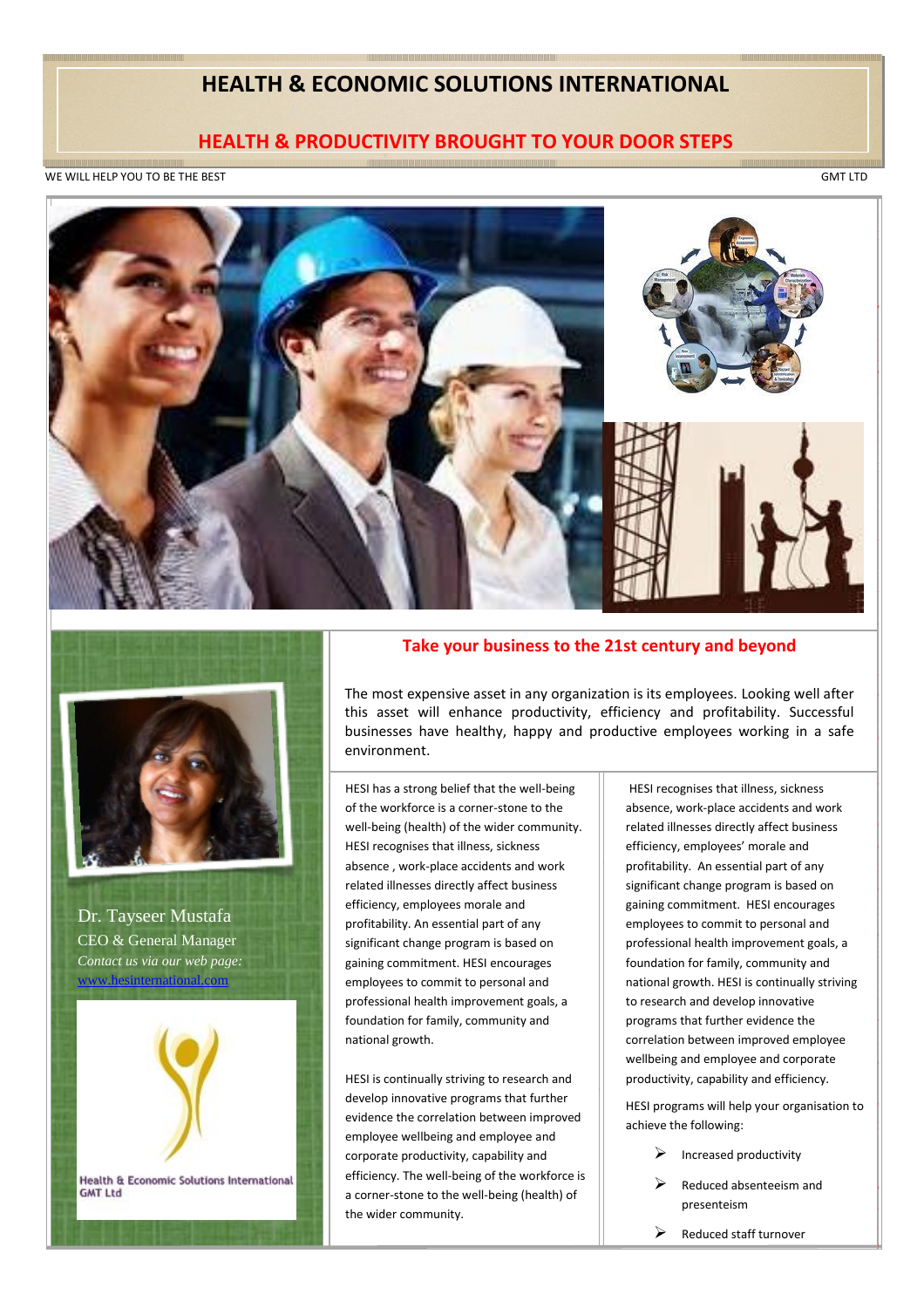# HEALTH & ECONOMIC SOLUTIONS INTERNATIONAL

## HEALTH & PRODUCTIVITY BROUGHT TO YOUR DOOR STEPS

WE WILL HELP YOU TO BE THE BEST

GMT LTD

Dr. Tayseer Mustafa

CEO & General Manager

*Contact us via our web page:*

www.hesinternational.com

Health & Economic Solutions International GMT Ltd

## Take your business to the 21st century and beyond

The most expensive asset in any organization is its employees. Looking well after this asset will enhance productivity, efficiency and profitability. Successful businesses have healthy, happy and productive employees working in a safe environment.

HESI has a strong belief that the well-being of the workforce is a corner-stone to the well-being (health) of the wider community. HESI recognises that illness, sickness absence , work-place accidents and work related illnesses directly affect business efficiency, employees morale and profitability. An essential part of any significant change program is based on gaining commitment. HESI encourages employees to commit to personal and professional health improvement goals, a foundation for family, community and national growth.

HESI is continually striving to research and develop innovative programs that further evidence the correlation between improved employee wellbeing and employee and corporate productivity, capability and efficiency. The well-being of the workforce is a corner-stone to the well-being (health) of the wider community.

HESI recognises that illness, sickness absence, work-place accidents and work related illnesses directly affect business efficiency, employees' morale and profitability. An essential part of any significant change program is based on gaining commitment. HESI encourages employees to commit to personal and professional health improvement goals, a foundation for family, community and national growth. HESI is continually striving to research and develop innovative programs that further evidence the correlation between improved employee wellbeing and employee and corporate productivity, capability and efficiency.

HESI programs will help your organisation to achieve the following:

- Increased productivity
- Reduced absenteeism and presenteeism
- Reduced staff turnover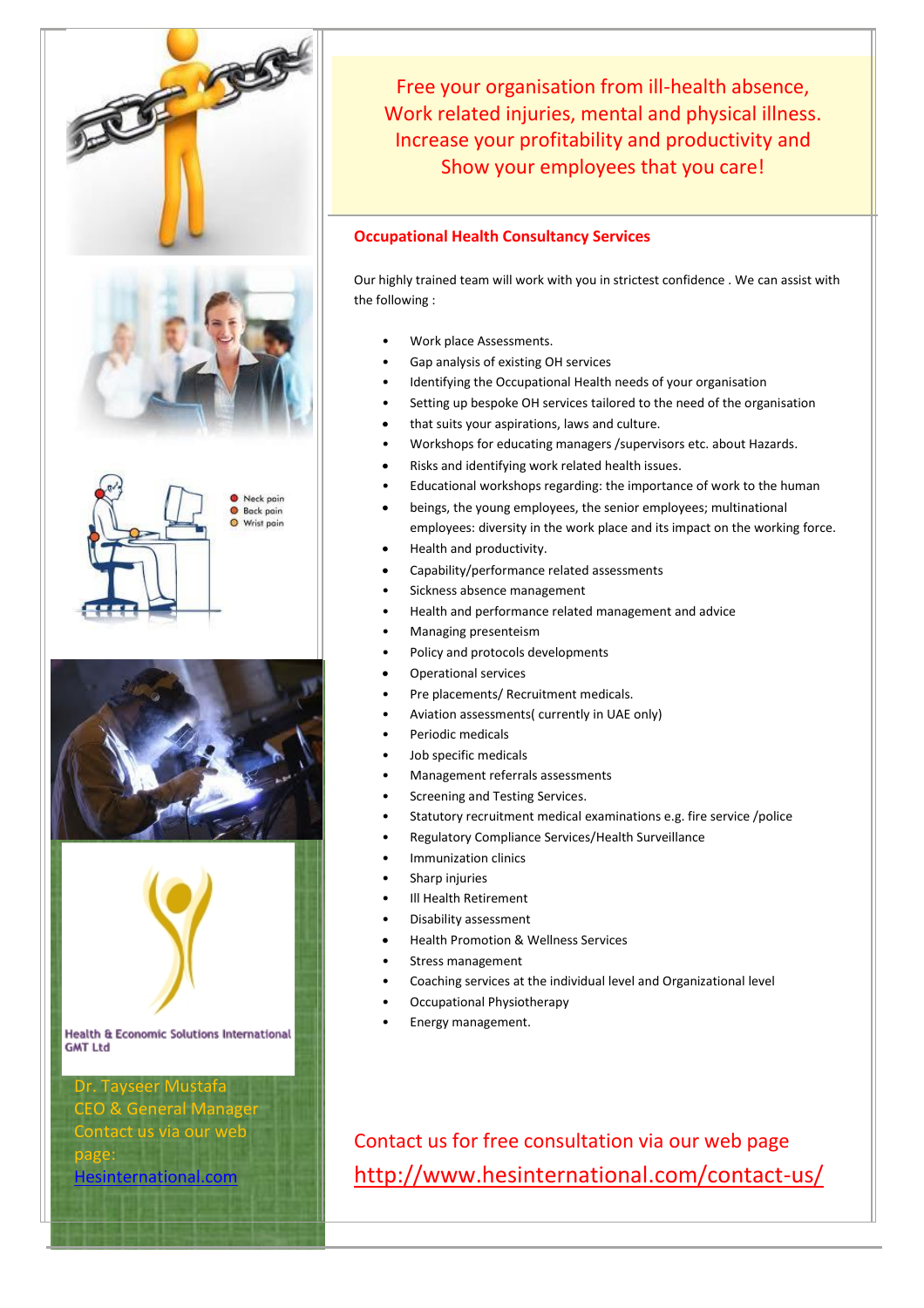Free your organisation from ill-health absence,
Work related injuries, mental and physical illness.
Increase your profitability and productivity and
Show your employees that you care!

## Occupational Health Consultancy Services

Our highly trained team will work with you in strictest confidence . We can assist with the following :

- Work place Assessments.
- Gap analysis of existing OH services
- Identifying the Occupational Health needs of your organisation
- Setting up bespoke OH services tailored to the need of the organisation
- that suits your aspirations, laws and culture.
- Workshops for educating managers /supervisors etc. about Hazards.
- Risks and identifying work related health issues.
- Educational workshops regarding: the importance of work to the human
- beings, the young employees, the senior employees; multinational employees: diversity in the work place and its impact on the working force.
- Health and productivity.
- Capability/performance related assessments
- Sickness absence management
- Health and performance related management and advice
- Managing presenteism
- Policy and protocols developments
- Operational services
- Pre placements/ Recruitment medicals.
- Aviation assessments( currently in UAE only)
- Periodic medicals
- Job specific medicals
- Management referrals assessments
- Screening and Testing Services.
- Statutory recruitment medical examinations e.g. fire service /police
- Regulatory Compliance Services/Health Surveillance
- Immunization clinics
- Sharp injuries
- Ill Health Retirement
- Disability assessment
- Health Promotion & Wellness Services
- Stress management
- Coaching services at the individual level and Organizational level
- Occupational Physiotherapy
- Energy management.

Neck pain
Back pain
Wrist pain

Health & Economic Solutions International GMT Ltd

Dr. Tayseer Mustafa
CEO & General Manager
Contact us via our web page:
Hesinternational.com

Contact us for free consultation via our web page
http://www.hesinternational.com/contact-us/